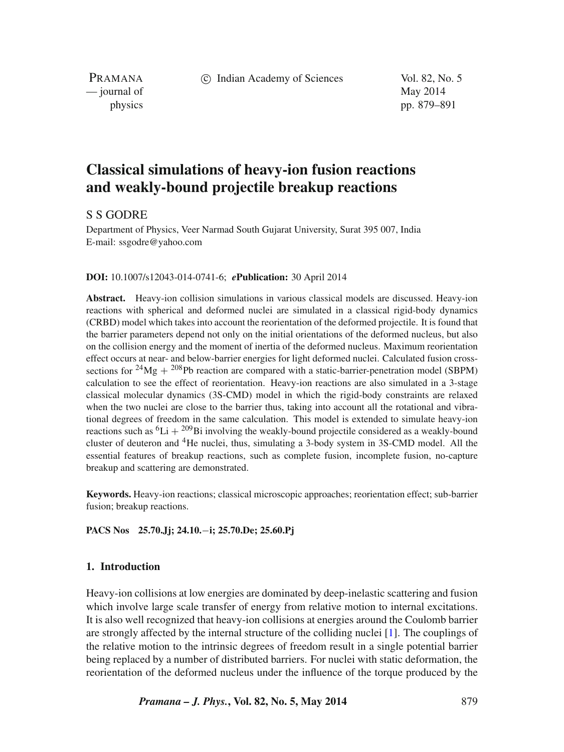# Classical simulations of heavy-ion fusion reactions and weakly-bound projectile breakup reactions

S S GODRE

Department of Physics, Veer Narmad South Gujarat University, Surat 395 007, India
E-mail: ssgodre@yahoo.com

**DOI:** 10.1007/s12043-014-0741-6; ***e*Publication:** 30 April 2014

**Abstract.** Heavy-ion collision simulations in various classical models are discussed. Heavy-ion reactions with spherical and deformed nuclei are simulated in a classical rigid-body dynamics (CRBD) model which takes into account the reorientation of the deformed projectile. It is found that the barrier parameters depend not only on the initial orientations of the deformed nucleus, but also on the collision energy and the moment of inertia of the deformed nucleus. Maximum reorientation effect occurs at near- and below-barrier energies for light deformed nuclei. Calculated fusion cross-sections for $^{24}$Mg + $^{208}$Pb reaction are compared with a static-barrier-penetration model (SBPM) calculation to see the effect of reorientation. Heavy-ion reactions are also simulated in a 3-stage classical molecular dynamics (3S-CMD) model in which the rigid-body constraints are relaxed when the two nuclei are close to the barrier thus, taking into account all the rotational and vibrational degrees of freedom in the same calculation. This model is extended to simulate heavy-ion reactions such as $^{6}$Li + $^{209}$Bi involving the weakly-bound projectile considered as a weakly-bound cluster of deuteron and $^{4}$He nuclei, thus, simulating a 3-body system in 3S-CMD model. All the essential features of breakup reactions, such as complete fusion, incomplete fusion, no-capture breakup and scattering are demonstrated.

**Keywords.** Heavy-ion reactions; classical microscopic approaches; reorientation effect; sub-barrier fusion; breakup reactions.

**PACS Nos** **25.70.Jj; 24.10.−i; 25.70.De; 25.60.Pj**

## 1. Introduction

Heavy-ion collisions at low energies are dominated by deep-inelastic scattering and fusion which involve large scale transfer of energy from relative motion to internal excitations. It is also well recognized that heavy-ion collisions at energies around the Coulomb barrier are strongly affected by the internal structure of the colliding nuclei [1]. The couplings of the relative motion to the intrinsic degrees of freedom result in a single potential barrier being replaced by a number of distributed barriers. For nuclei with static deformation, the reorientation of the deformed nucleus under the influence of the torque produced by the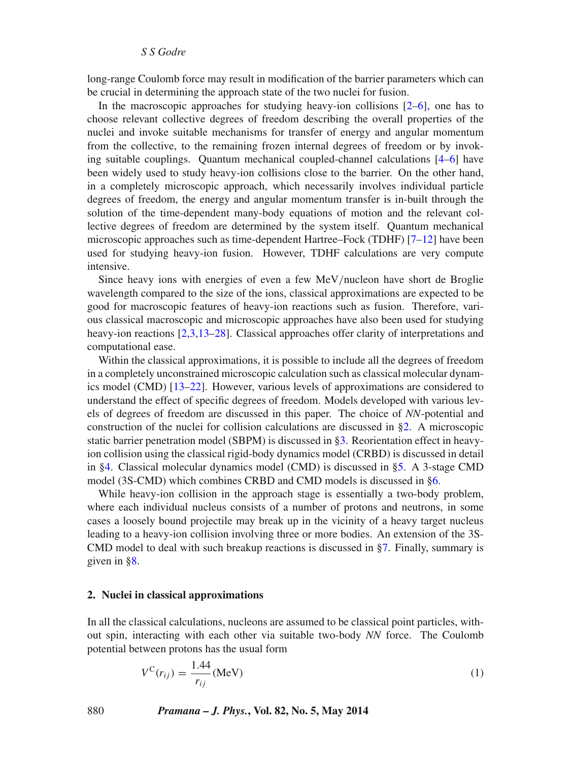long-range Coulomb force may result in modification of the barrier parameters which can be crucial in determining the approach state of the two nuclei for fusion.

In the macroscopic approaches for studying heavy-ion collisions [2–6], one has to choose relevant collective degrees of freedom describing the overall properties of the nuclei and invoke suitable mechanisms for transfer of energy and angular momentum from the collective, to the remaining frozen internal degrees of freedom or by invoking suitable couplings. Quantum mechanical coupled-channel calculations [4–6] have been widely used to study heavy-ion collisions close to the barrier. On the other hand, in a completely microscopic approach, which necessarily involves individual particle degrees of freedom, the energy and angular momentum transfer is in-built through the solution of the time-dependent many-body equations of motion and the relevant collective degrees of freedom are determined by the system itself. Quantum mechanical microscopic approaches such as time-dependent Hartree–Fock (TDHF) [7–12] have been used for studying heavy-ion fusion. However, TDHF calculations are very compute intensive.

Since heavy ions with energies of even a few MeV/nucleon have short de Broglie wavelength compared to the size of the ions, classical approximations are expected to be good for macroscopic features of heavy-ion reactions such as fusion. Therefore, various classical macroscopic and microscopic approaches have also been used for studying heavy-ion reactions [2,3,13–28]. Classical approaches offer clarity of interpretations and computational ease.

Within the classical approximations, it is possible to include all the degrees of freedom in a completely unconstrained microscopic calculation such as classical molecular dynamics model (CMD) [13–22]. However, various levels of approximations are considered to understand the effect of specific degrees of freedom. Models developed with various levels of degrees of freedom are discussed in this paper. The choice of *NN*-potential and construction of the nuclei for collision calculations are discussed in §2. A microscopic static barrier penetration model (SBPM) is discussed in §3. Reorientation effect in heavy-ion collision using the classical rigid-body dynamics model (CRBD) is discussed in detail in §4. Classical molecular dynamics model (CMD) is discussed in §5. A 3-stage CMD model (3S-CMD) which combines CRBD and CMD models is discussed in §6.

While heavy-ion collision in the approach stage is essentially a two-body problem, where each individual nucleus consists of a number of protons and neutrons, in some cases a loosely bound projectile may break up in the vicinity of a heavy target nucleus leading to a heavy-ion collision involving three or more bodies. An extension of the 3S-CMD model to deal with such breakup reactions is discussed in §7. Finally, summary is given in §8.

## 2. Nuclei in classical approximations

In all the classical calculations, nucleons are assumed to be classical point particles, without spin, interacting with each other via suitable two-body *NN* force. The Coulomb potential between protons has the usual form

$$V^{\mathrm{C}}(r_{ij}) = \frac{1.44}{r_{ij}}\,(\mathrm{MeV}) \tag{1}$$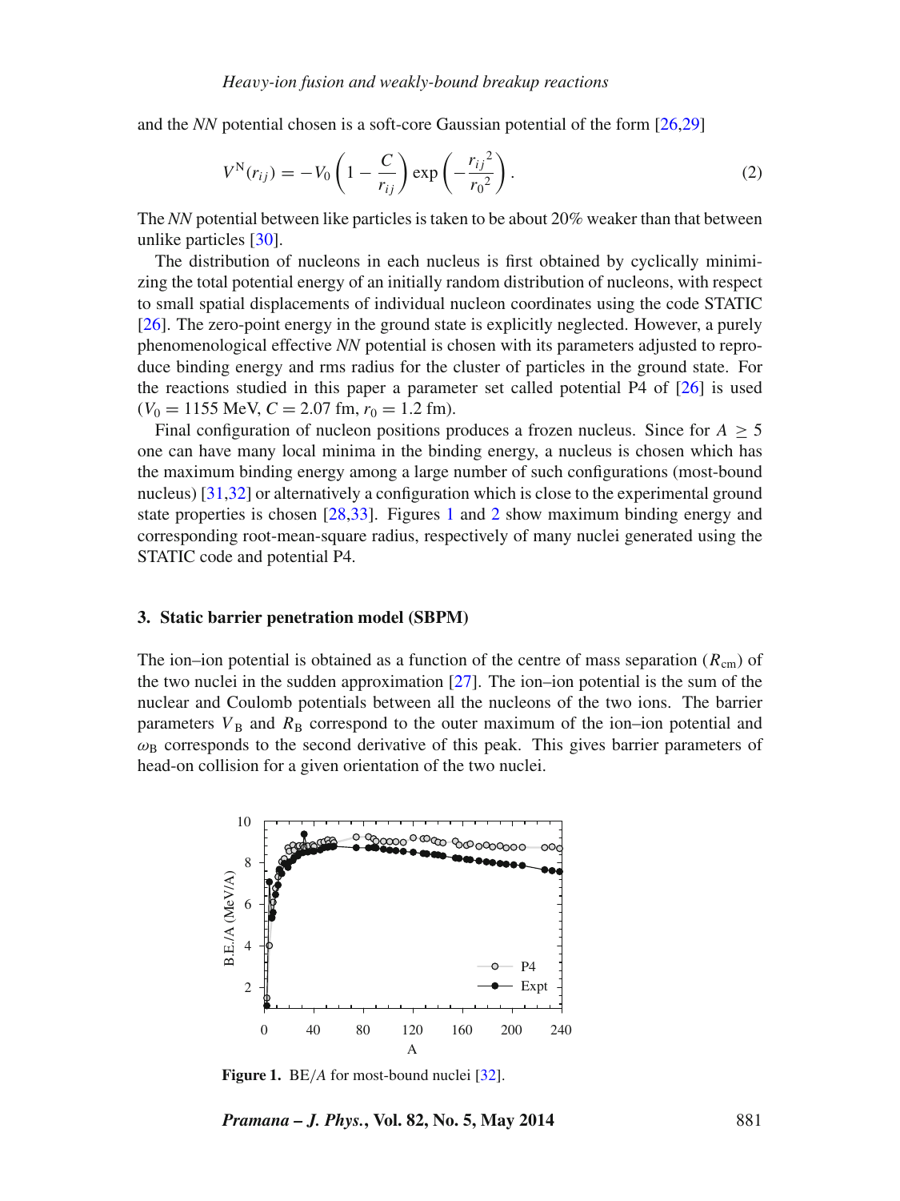and the *NN* potential chosen is a soft-core Gaussian potential of the form [26,29]

$$V^{\mathrm{N}}(r_{ij}) = -V_0\left(1 - \frac{C}{r_{ij}}\right)\exp\left(-\frac{{r_{ij}}^2}{{r_0}^2}\right). \tag{2}$$

The *NN* potential between like particles is taken to be about 20% weaker than that between unlike particles [30].

The distribution of nucleons in each nucleus is first obtained by cyclically minimizing the total potential energy of an initially random distribution of nucleons, with respect to small spatial displacements of individual nucleon coordinates using the code STATIC [26]. The zero-point energy in the ground state is explicitly neglected. However, a purely phenomenological effective *NN* potential is chosen with its parameters adjusted to reproduce binding energy and rms radius for the cluster of particles in the ground state. For the reactions studied in this paper a parameter set called potential P4 of [26] is used ($V_0 = 1155$ MeV, $C = 2.07$ fm, $r_0 = 1.2$ fm).

Final configuration of nucleon positions produces a frozen nucleus. Since for $A \geq 5$ one can have many local minima in the binding energy, a nucleus is chosen which has the maximum binding energy among a large number of such configurations (most-bound nucleus) [31,32] or alternatively a configuration which is close to the experimental ground state properties is chosen [28,33]. Figures 1 and 2 show maximum binding energy and corresponding root-mean-square radius, respectively of many nuclei generated using the STATIC code and potential P4.

## 3. Static barrier penetration model (SBPM)

The ion–ion potential is obtained as a function of the centre of mass separation ($R_{\mathrm{cm}}$) of the two nuclei in the sudden approximation [27]. The ion–ion potential is the sum of the nuclear and Coulomb potentials between all the nucleons of the two ions. The barrier parameters $V_{\mathrm{B}}$ and $R_{\mathrm{B}}$ correspond to the outer maximum of the ion–ion potential and $\omega_{\mathrm{B}}$ corresponds to the second derivative of this peak. This gives barrier parameters of head-on collision for a given orientation of the two nuclei.

**Figure 1.** BE/$A$ for most-bound nuclei [32].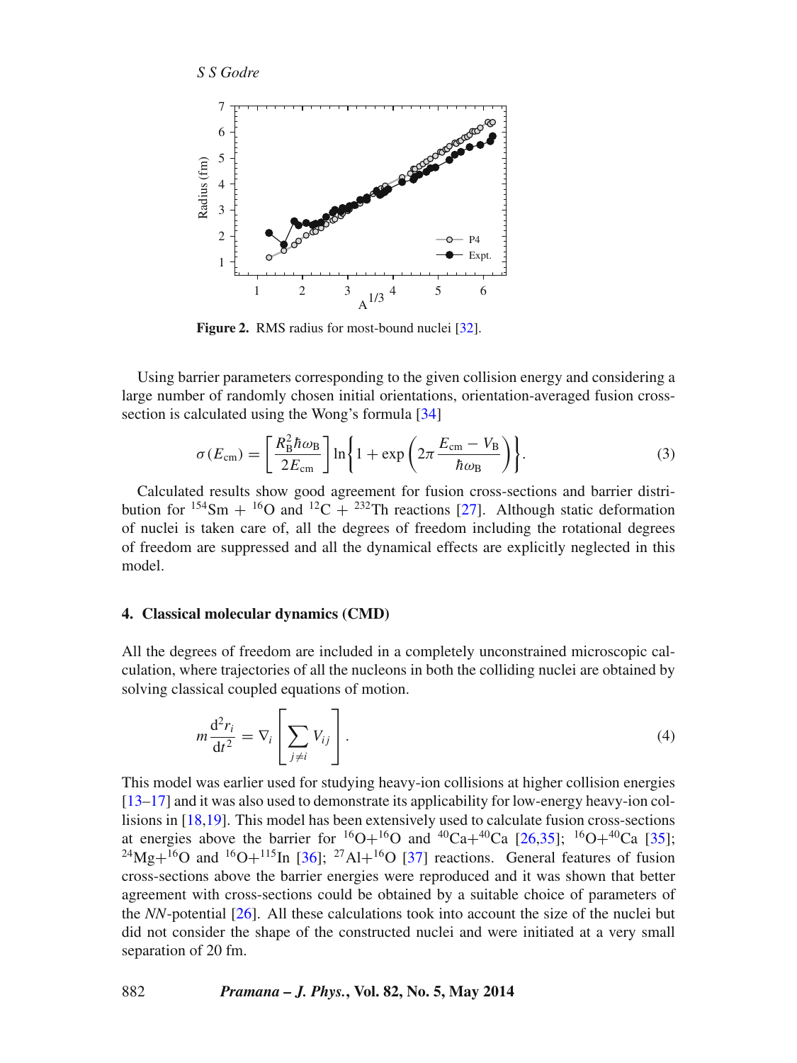Figure 2. RMS radius for most-bound nuclei [32].

Using barrier parameters corresponding to the given collision energy and considering a large number of randomly chosen initial orientations, orientation-averaged fusion cross-section is calculated using the Wong's formula [34]

$$\sigma(E_{\text{cm}}) = \left[\frac{R_{\text{B}}^2 \hbar\omega_{\text{B}}}{2E_{\text{cm}}}\right] \ln\left\{1 + \exp\left(2\pi \frac{E_{\text{cm}} - V_{\text{B}}}{\hbar\omega_{\text{B}}}\right)\right\}. \tag{3}$$

Calculated results show good agreement for fusion cross-sections and barrier distribution for $^{154}$Sm + $^{16}$O and $^{12}$C + $^{232}$Th reactions [27]. Although static deformation of nuclei is taken care of, all the degrees of freedom including the rotational degrees of freedom are suppressed and all the dynamical effects are explicitly neglected in this model.

## 4. Classical molecular dynamics (CMD)

All the degrees of freedom are included in a completely unconstrained microscopic calculation, where trajectories of all the nucleons in both the colliding nuclei are obtained by solving classical coupled equations of motion.

$$m \frac{\mathrm{d}^2 r_i}{\mathrm{d}t^2} = \nabla_i \left[\sum_{j \neq i} V_{ij}\right]. \tag{4}$$

This model was earlier used for studying heavy-ion collisions at higher collision energies [13–17] and it was also used to demonstrate its applicability for low-energy heavy-ion collisions in [18,19]. This model has been extensively used to calculate fusion cross-sections at energies above the barrier for $^{16}$O+$^{16}$O and $^{40}$Ca+$^{40}$Ca [26,35]; $^{16}$O+$^{40}$Ca [35]; $^{24}$Mg+$^{16}$O and $^{16}$O+$^{115}$In [36]; $^{27}$Al+$^{16}$O [37] reactions. General features of fusion cross-sections above the barrier energies were reproduced and it was shown that better agreement with cross-sections could be obtained by a suitable choice of parameters of the *NN*-potential [26]. All these calculations took into account the size of the nuclei but did not consider the shape of the constructed nuclei and were initiated at a very small separation of 20 fm.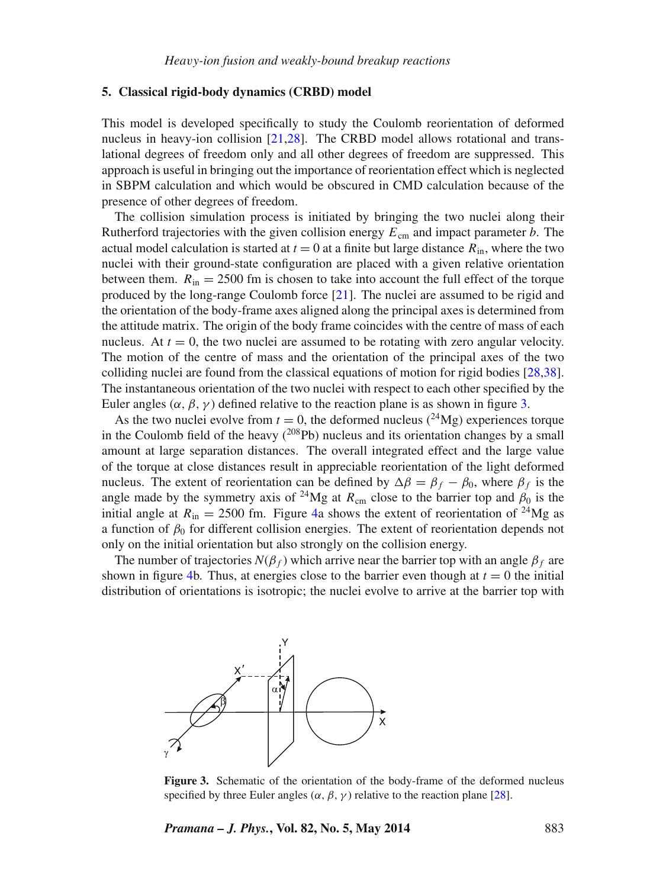## 5. Classical rigid-body dynamics (CRBD) model

This model is developed specifically to study the Coulomb reorientation of deformed nucleus in heavy-ion collision [21,28]. The CRBD model allows rotational and translational degrees of freedom only and all other degrees of freedom are suppressed. This approach is useful in bringing out the importance of reorientation effect which is neglected in SBPM calculation and which would be obscured in CMD calculation because of the presence of other degrees of freedom.

The collision simulation process is initiated by bringing the two nuclei along their Rutherford trajectories with the given collision energy $E_{\mathrm{cm}}$ and impact parameter $b$. The actual model calculation is started at $t = 0$ at a finite but large distance $R_{\mathrm{in}}$, where the two nuclei with their ground-state configuration are placed with a given relative orientation between them. $R_{\mathrm{in}} = 2500$ fm is chosen to take into account the full effect of the torque produced by the long-range Coulomb force [21]. The nuclei are assumed to be rigid and the orientation of the body-frame axes aligned along the principal axes is determined from the attitude matrix. The origin of the body frame coincides with the centre of mass of each nucleus. At $t = 0$, the two nuclei are assumed to be rotating with zero angular velocity. The motion of the centre of mass and the orientation of the principal axes of the two colliding nuclei are found from the classical equations of motion for rigid bodies [28,38]. The instantaneous orientation of the two nuclei with respect to each other specified by the Euler angles $(\alpha, \beta, \gamma)$ defined relative to the reaction plane is as shown in figure 3.

As the two nuclei evolve from $t = 0$, the deformed nucleus ($^{24}$Mg) experiences torque in the Coulomb field of the heavy ($^{208}$Pb) nucleus and its orientation changes by a small amount at large separation distances. The overall integrated effect and the large value of the torque at close distances result in appreciable reorientation of the light deformed nucleus. The extent of reorientation can be defined by $\Delta\beta = \beta_f - \beta_0$, where $\beta_f$ is the angle made by the symmetry axis of $^{24}$Mg at $R_{\mathrm{cm}}$ close to the barrier top and $\beta_0$ is the initial angle at $R_{\mathrm{in}} = 2500$ fm. Figure 4a shows the extent of reorientation of $^{24}$Mg as a function of $\beta_0$ for different collision energies. The extent of reorientation depends not only on the initial orientation but also strongly on the collision energy.

The number of trajectories $N(\beta_f)$ which arrive near the barrier top with an angle $\beta_f$ are shown in figure 4b. Thus, at energies close to the barrier even though at $t = 0$ the initial distribution of orientations is isotropic; the nuclei evolve to arrive at the barrier top with

**Figure 3.** Schematic of the orientation of the body-frame of the deformed nucleus specified by three Euler angles $(\alpha, \beta, \gamma)$ relative to the reaction plane [28].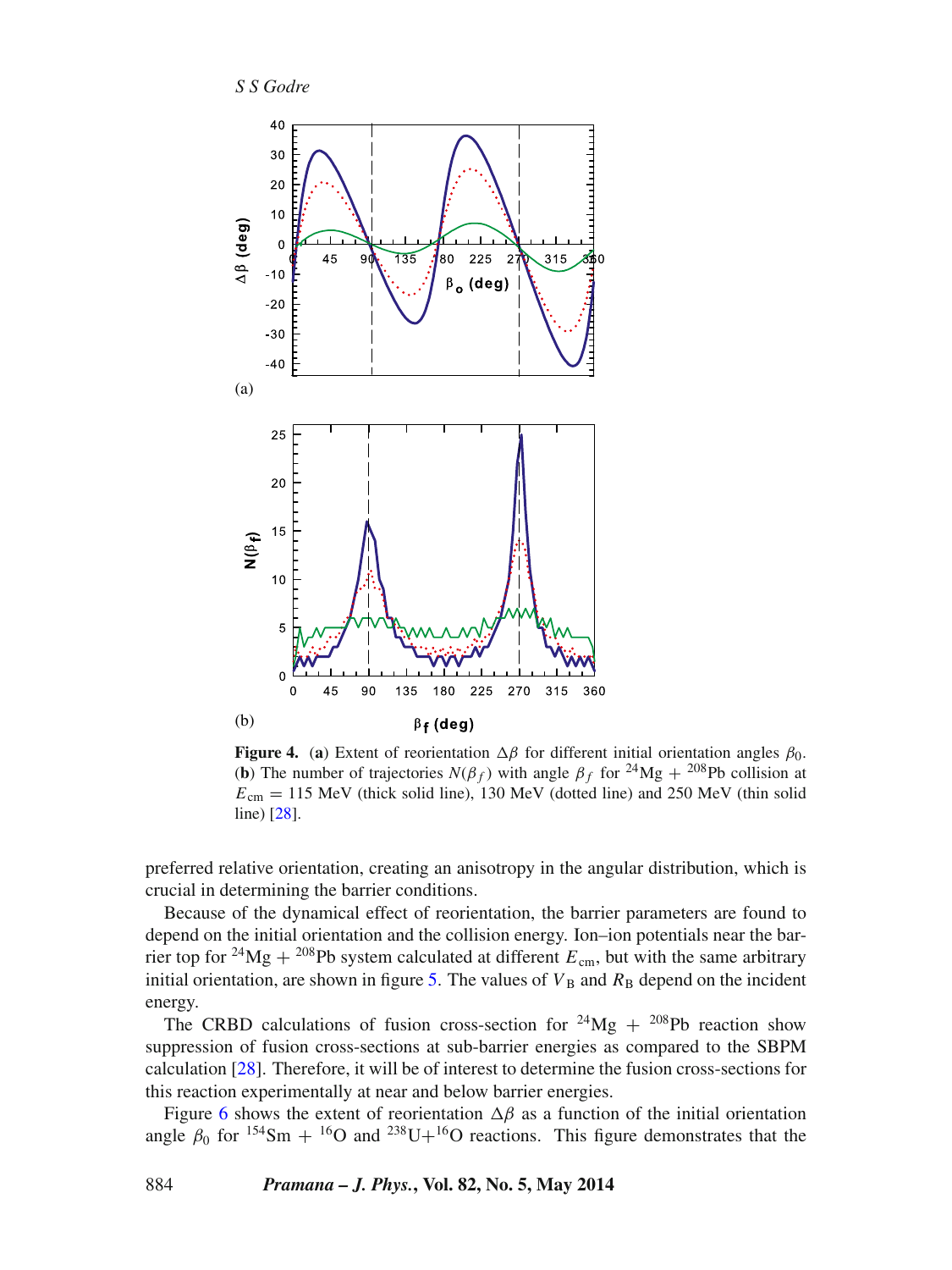**Figure 4.** (**a**) Extent of reorientation $\Delta\beta$ for different initial orientation angles $\beta_0$. (**b**) The number of trajectories $N(\beta_f)$ with angle $\beta_f$ for $^{24}$Mg + $^{208}$Pb collision at $E_{\rm cm}$ = 115 MeV (thick solid line), 130 MeV (dotted line) and 250 MeV (thin solid line) [28].

preferred relative orientation, creating an anisotropy in the angular distribution, which is crucial in determining the barrier conditions.

Because of the dynamical effect of reorientation, the barrier parameters are found to depend on the initial orientation and the collision energy. Ion–ion potentials near the barrier top for $^{24}$Mg + $^{208}$Pb system calculated at different $E_{\rm cm}$, but with the same arbitrary initial orientation, are shown in figure 5. The values of $V_{\rm B}$ and $R_{\rm B}$ depend on the incident energy.

The CRBD calculations of fusion cross-section for $^{24}$Mg + $^{208}$Pb reaction show suppression of fusion cross-sections at sub-barrier energies as compared to the SBPM calculation [28]. Therefore, it will be of interest to determine the fusion cross-sections for this reaction experimentally at near and below barrier energies.

Figure 6 shows the extent of reorientation $\Delta\beta$ as a function of the initial orientation angle $\beta_0$ for $^{154}$Sm + $^{16}$O and $^{238}$U+$^{16}$O reactions. This figure demonstrates that the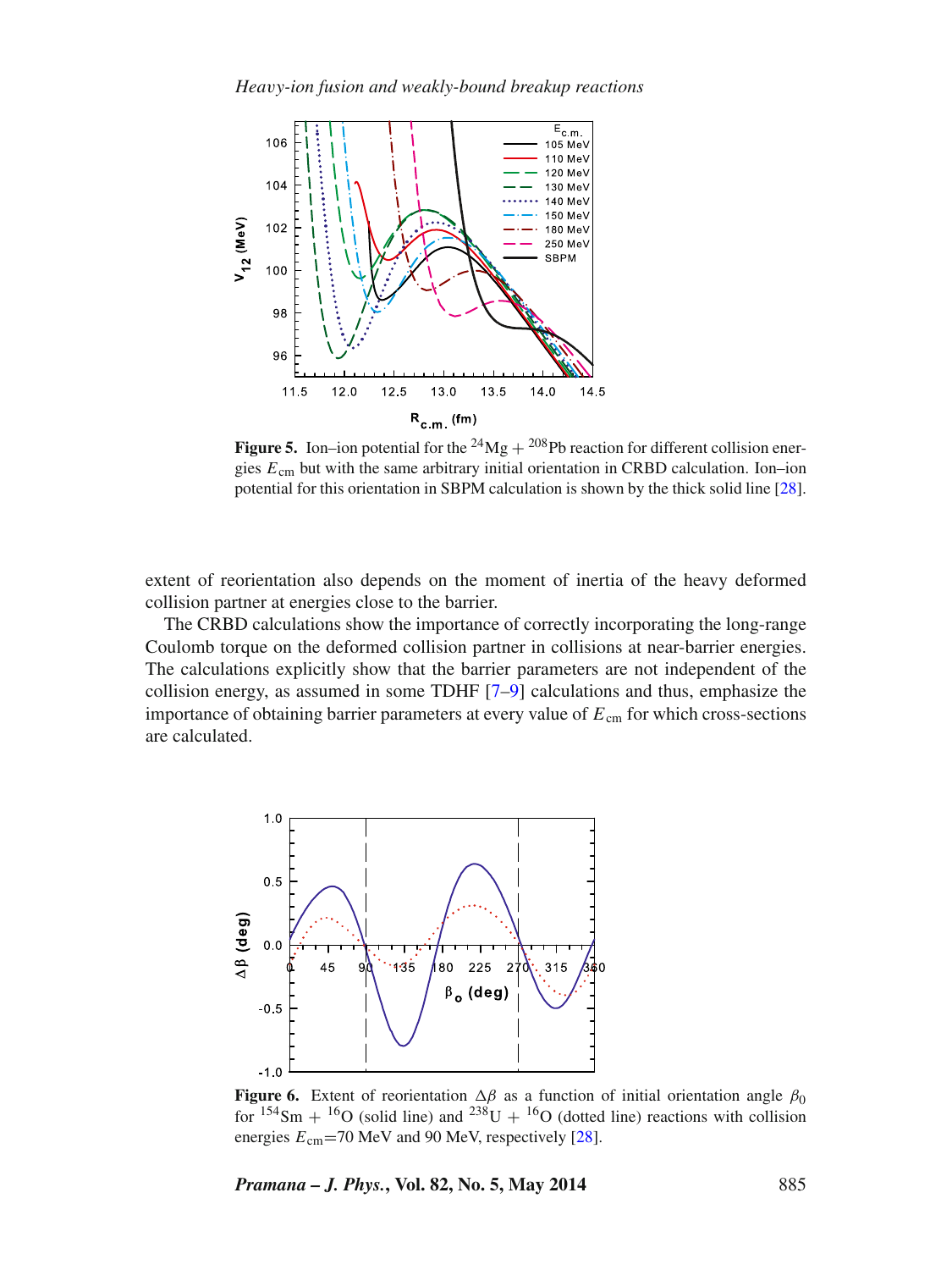**Figure 5.** Ion–ion potential for the $^{24}$Mg + $^{208}$Pb reaction for different collision energies $E_{\rm cm}$ but with the same arbitrary initial orientation in CRBD calculation. Ion–ion potential for this orientation in SBPM calculation is shown by the thick solid line [28].

extent of reorientation also depends on the moment of inertia of the heavy deformed collision partner at energies close to the barrier.

The CRBD calculations show the importance of correctly incorporating the long-range Coulomb torque on the deformed collision partner in collisions at near-barrier energies. The calculations explicitly show that the barrier parameters are not independent of the collision energy, as assumed in some TDHF [7–9] calculations and thus, emphasize the importance of obtaining barrier parameters at every value of $E_{\rm cm}$ for which cross-sections are calculated.

**Figure 6.** Extent of reorientation $\Delta\beta$ as a function of initial orientation angle $\beta_0$ for $^{154}$Sm + $^{16}$O (solid line) and $^{238}$U + $^{16}$O (dotted line) reactions with collision energies $E_{\rm cm}$=70 MeV and 90 MeV, respectively [28].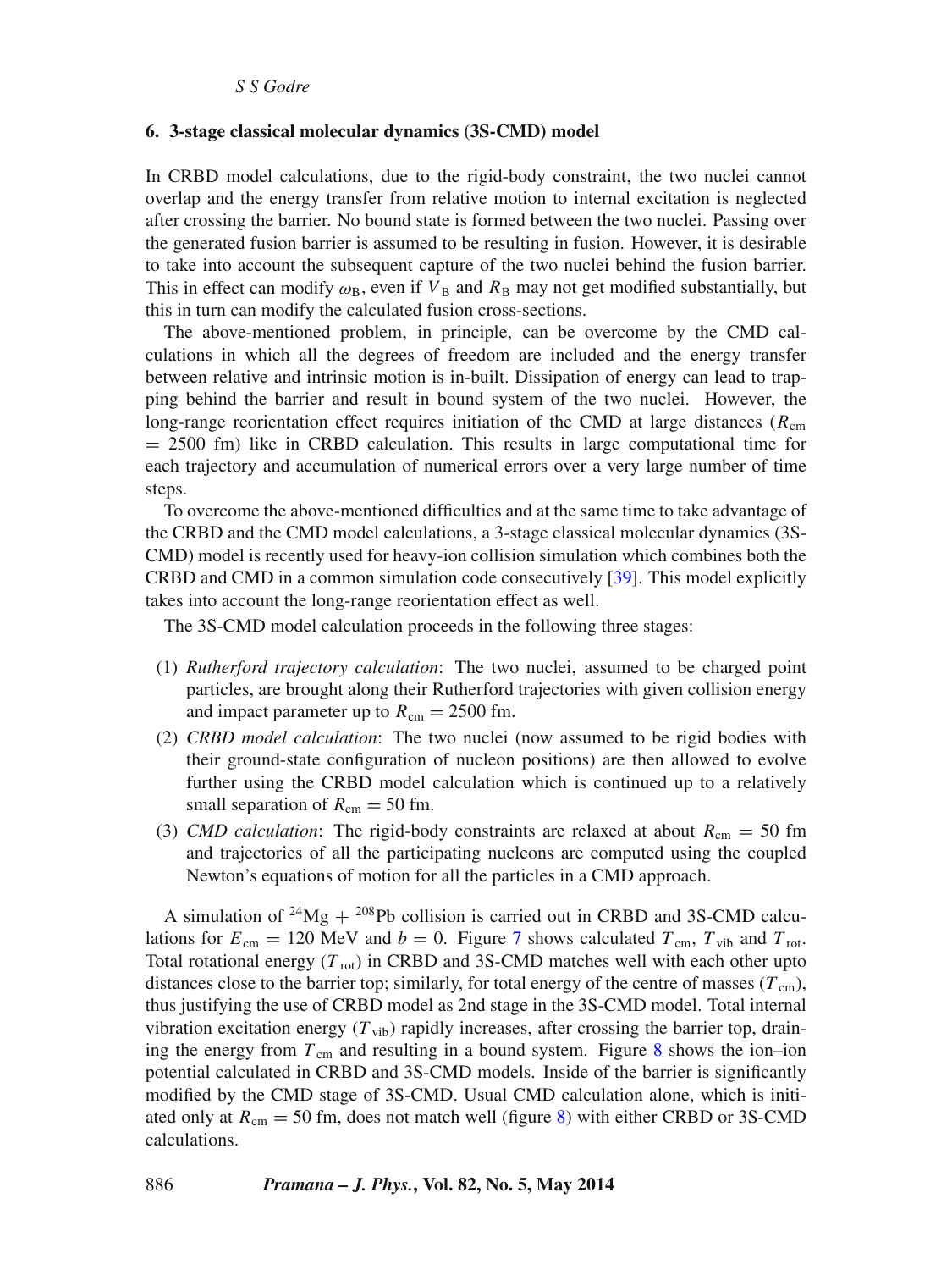## 6. 3-stage classical molecular dynamics (3S-CMD) model

In CRBD model calculations, due to the rigid-body constraint, the two nuclei cannot overlap and the energy transfer from relative motion to internal excitation is neglected after crossing the barrier. No bound state is formed between the two nuclei. Passing over the generated fusion barrier is assumed to be resulting in fusion. However, it is desirable to take into account the subsequent capture of the two nuclei behind the fusion barrier. This in effect can modify $\omega_B$, even if $V_B$ and $R_B$ may not get modified substantially, but this in turn can modify the calculated fusion cross-sections.

The above-mentioned problem, in principle, can be overcome by the CMD calculations in which all the degrees of freedom are included and the energy transfer between relative and intrinsic motion is in-built. Dissipation of energy can lead to trapping behind the barrier and result in bound system of the two nuclei. However, the long-range reorientation effect requires initiation of the CMD at large distances ($R_{cm}$ = 2500 fm) like in CRBD calculation. This results in large computational time for each trajectory and accumulation of numerical errors over a very large number of time steps.

To overcome the above-mentioned difficulties and at the same time to take advantage of the CRBD and the CMD model calculations, a 3-stage classical molecular dynamics (3S-CMD) model is recently used for heavy-ion collision simulation which combines both the CRBD and CMD in a common simulation code consecutively [39]. This model explicitly takes into account the long-range reorientation effect as well.

The 3S-CMD model calculation proceeds in the following three stages:

(1) *Rutherford trajectory calculation*: The two nuclei, assumed to be charged point particles, are brought along their Rutherford trajectories with given collision energy and impact parameter up to $R_{cm} = 2500$ fm.

(2) *CRBD model calculation*: The two nuclei (now assumed to be rigid bodies with their ground-state configuration of nucleon positions) are then allowed to evolve further using the CRBD model calculation which is continued up to a relatively small separation of $R_{cm} = 50$ fm.

(3) *CMD calculation*: The rigid-body constraints are relaxed at about $R_{cm} = 50$ fm and trajectories of all the participating nucleons are computed using the coupled Newton's equations of motion for all the particles in a CMD approach.

A simulation of $^{24}$Mg + $^{208}$Pb collision is carried out in CRBD and 3S-CMD calculations for $E_{cm} = 120$ MeV and $b = 0$. Figure 7 shows calculated $T_{cm}$, $T_{vib}$ and $T_{rot}$. Total rotational energy ($T_{rot}$) in CRBD and 3S-CMD matches well with each other upto distances close to the barrier top; similarly, for total energy of the centre of masses ($T_{cm}$), thus justifying the use of CRBD model as 2nd stage in the 3S-CMD model. Total internal vibration excitation energy ($T_{vib}$) rapidly increases, after crossing the barrier top, draining the energy from $T_{cm}$ and resulting in a bound system. Figure 8 shows the ion–ion potential calculated in CRBD and 3S-CMD models. Inside of the barrier is significantly modified by the CMD stage of 3S-CMD. Usual CMD calculation alone, which is initiated only at $R_{cm} = 50$ fm, does not match well (figure 8) with either CRBD or 3S-CMD calculations.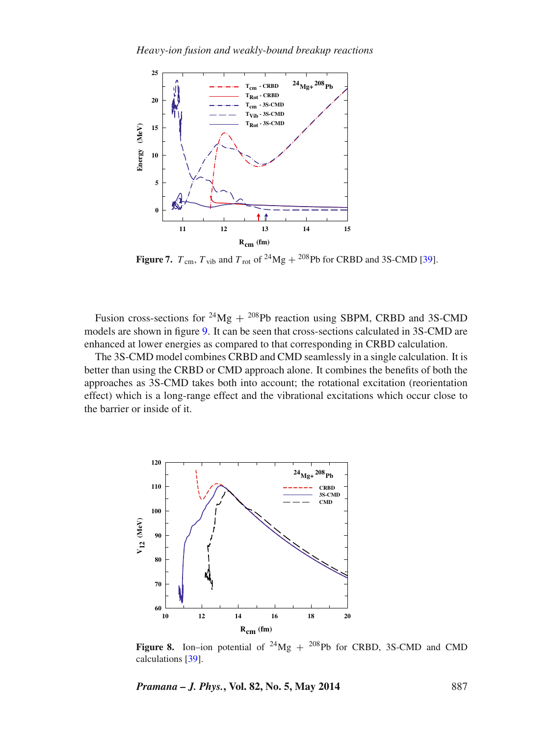**Figure 7.** $T_{\rm cm}$, $T_{\rm vib}$ and $T_{\rm rot}$ of $^{24}$Mg + $^{208}$Pb for CRBD and 3S-CMD [39].

Fusion cross-sections for $^{24}$Mg + $^{208}$Pb reaction using SBPM, CRBD and 3S-CMD models are shown in figure 9. It can be seen that cross-sections calculated in 3S-CMD are enhanced at lower energies as compared to that corresponding in CRBD calculation.

The 3S-CMD model combines CRBD and CMD seamlessly in a single calculation. It is better than using the CRBD or CMD approach alone. It combines the benefits of both the approaches as 3S-CMD takes both into account; the rotational excitation (reorientation effect) which is a long-range effect and the vibrational excitations which occur close to the barrier or inside of it.

**Figure 8.** Ion–ion potential of $^{24}$Mg + $^{208}$Pb for CRBD, 3S-CMD and CMD calculations [39].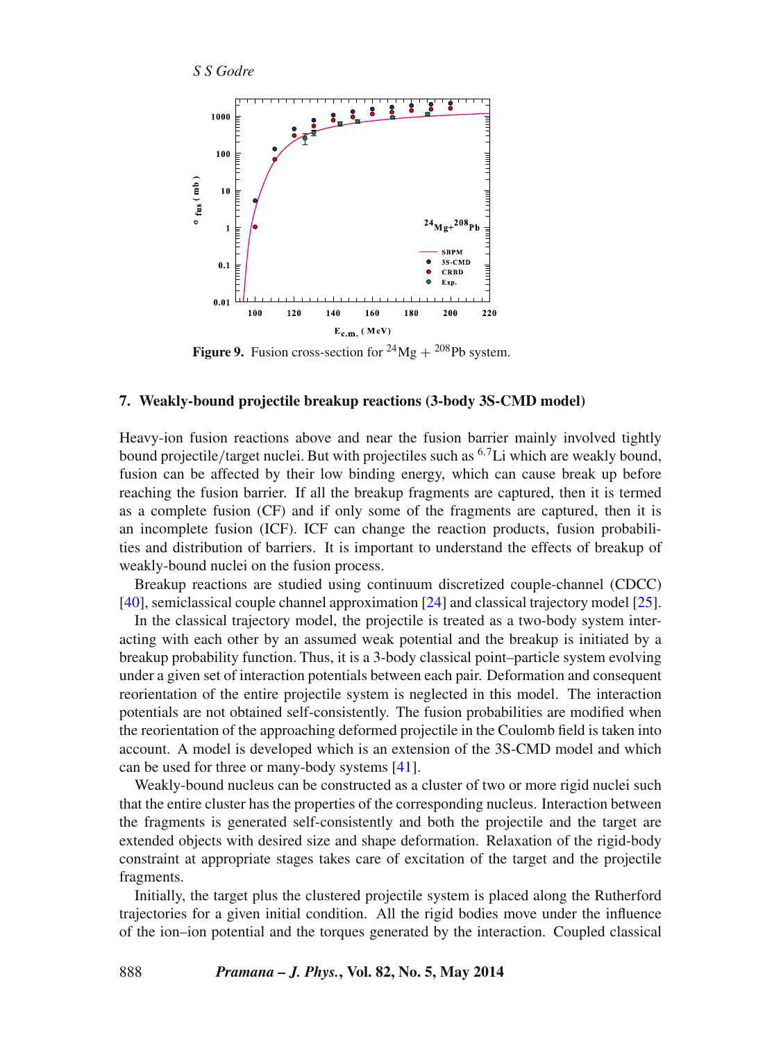**Figure 9.** Fusion cross-section for $^{24}$Mg + $^{208}$Pb system.

## 7. Weakly-bound projectile breakup reactions (3-body 3S-CMD model)

Heavy-ion fusion reactions above and near the fusion barrier mainly involved tightly bound projectile/target nuclei. But with projectiles such as $^{6,7}$Li which are weakly bound, fusion can be affected by their low binding energy, which can cause break up before reaching the fusion barrier. If all the breakup fragments are captured, then it is termed as a complete fusion (CF) and if only some of the fragments are captured, then it is an incomplete fusion (ICF). ICF can change the reaction products, fusion probabilities and distribution of barriers. It is important to understand the effects of breakup of weakly-bound nuclei on the fusion process.

Breakup reactions are studied using continuum discretized couple-channel (CDCC) [40], semiclassical couple channel approximation [24] and classical trajectory model [25].

In the classical trajectory model, the projectile is treated as a two-body system interacting with each other by an assumed weak potential and the breakup is initiated by a breakup probability function. Thus, it is a 3-body classical point–particle system evolving under a given set of interaction potentials between each pair. Deformation and consequent reorientation of the entire projectile system is neglected in this model. The interaction potentials are not obtained self-consistently. The fusion probabilities are modified when the reorientation of the approaching deformed projectile in the Coulomb field is taken into account. A model is developed which is an extension of the 3S-CMD model and which can be used for three or many-body systems [41].

Weakly-bound nucleus can be constructed as a cluster of two or more rigid nuclei such that the entire cluster has the properties of the corresponding nucleus. Interaction between the fragments is generated self-consistently and both the projectile and the target are extended objects with desired size and shape deformation. Relaxation of the rigid-body constraint at appropriate stages takes care of excitation of the target and the projectile fragments.

Initially, the target plus the clustered projectile system is placed along the Rutherford trajectories for a given initial condition. All the rigid bodies move under the influence of the ion–ion potential and the torques generated by the interaction. Coupled classical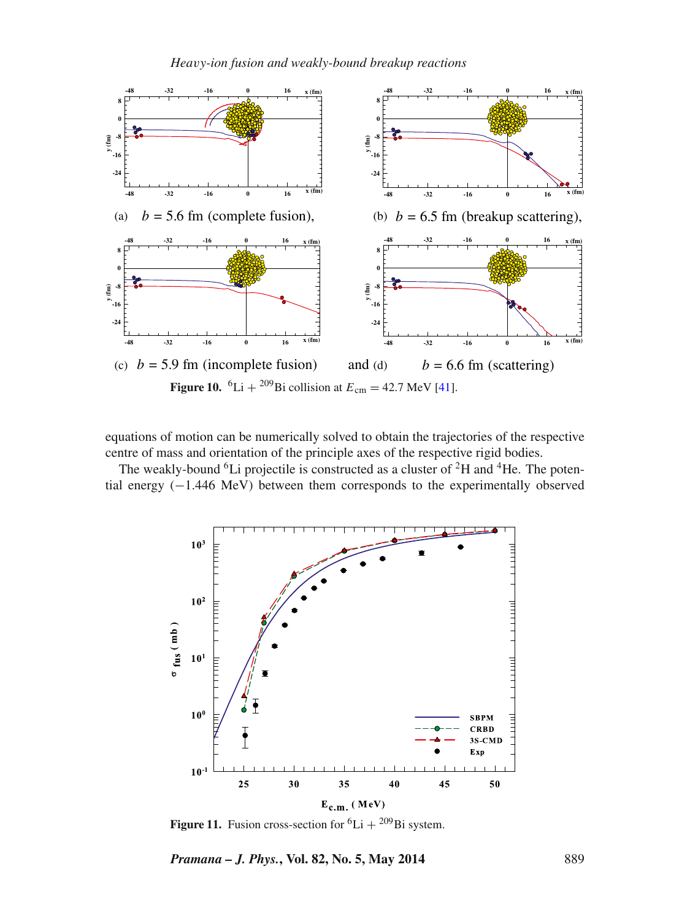(a) $b = 5.6$ fm (complete fusion),

(b) $b = 6.5$ fm (breakup scattering),

(c) $b = 5.9$ fm (incomplete fusion) and (d) $b = 6.6$ fm (scattering)

**Figure 10.** $^{6}$Li + $^{209}$Bi collision at $E_{\text{cm}} = 42.7$ MeV [41].

equations of motion can be numerically solved to obtain the trajectories of the respective centre of mass and orientation of the principle axes of the respective rigid bodies.

The weakly-bound $^{6}$Li projectile is constructed as a cluster of $^{2}$H and $^{4}$He. The potential energy ($-1.446$ MeV) between them corresponds to the experimentally observed

**Figure 11.** Fusion cross-section for $^{6}$Li + $^{209}$Bi system.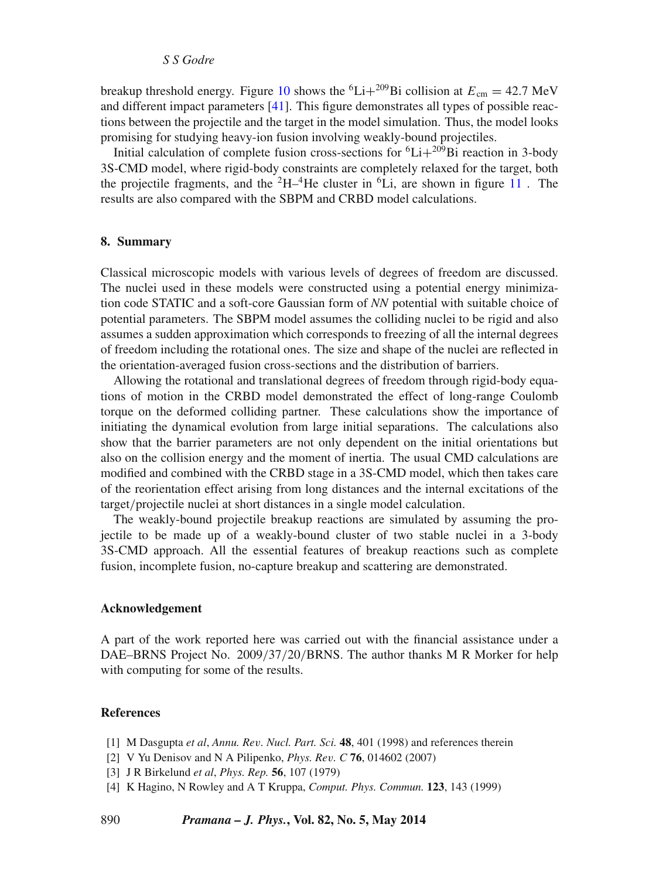breakup threshold energy. Figure 10 shows the $^{6}$Li+$^{209}$Bi collision at $E_{\rm cm} = 42.7$ MeV and different impact parameters [41]. This figure demonstrates all types of possible reactions between the projectile and the target in the model simulation. Thus, the model looks promising for studying heavy-ion fusion involving weakly-bound projectiles.

Initial calculation of complete fusion cross-sections for $^{6}$Li+$^{209}$Bi reaction in 3-body 3S-CMD model, where rigid-body constraints are completely relaxed for the target, both the projectile fragments, and the $^{2}$H–$^{4}$He cluster in $^{6}$Li, are shown in figure 11 . The results are also compared with the SBPM and CRBD model calculations.

## 8. Summary

Classical microscopic models with various levels of degrees of freedom are discussed. The nuclei used in these models were constructed using a potential energy minimization code STATIC and a soft-core Gaussian form of *NN* potential with suitable choice of potential parameters. The SBPM model assumes the colliding nuclei to be rigid and also assumes a sudden approximation which corresponds to freezing of all the internal degrees of freedom including the rotational ones. The size and shape of the nuclei are reflected in the orientation-averaged fusion cross-sections and the distribution of barriers.

Allowing the rotational and translational degrees of freedom through rigid-body equations of motion in the CRBD model demonstrated the effect of long-range Coulomb torque on the deformed colliding partner. These calculations show the importance of initiating the dynamical evolution from large initial separations. The calculations also show that the barrier parameters are not only dependent on the initial orientations but also on the collision energy and the moment of inertia. The usual CMD calculations are modified and combined with the CRBD stage in a 3S-CMD model, which then takes care of the reorientation effect arising from long distances and the internal excitations of the target/projectile nuclei at short distances in a single model calculation.

The weakly-bound projectile breakup reactions are simulated by assuming the projectile to be made up of a weakly-bound cluster of two stable nuclei in a 3-body 3S-CMD approach. All the essential features of breakup reactions such as complete fusion, incomplete fusion, no-capture breakup and scattering are demonstrated.

## Acknowledgement

A part of the work reported here was carried out with the financial assistance under a DAE–BRNS Project No. 2009/37/20/BRNS. The author thanks M R Morker for help with computing for some of the results.

## References

[1] M Dasgupta *et al*, *Annu. Rev. Nucl. Part. Sci.* **48**, 401 (1998) and references therein

[2] V Yu Denisov and N A Pilipenko, *Phys. Rev. C* **76**, 014602 (2007)

[3] J R Birkelund *et al*, *Phys. Rep.* **56**, 107 (1979)

[4] K Hagino, N Rowley and A T Kruppa, *Comput. Phys. Commun.* **123**, 143 (1999)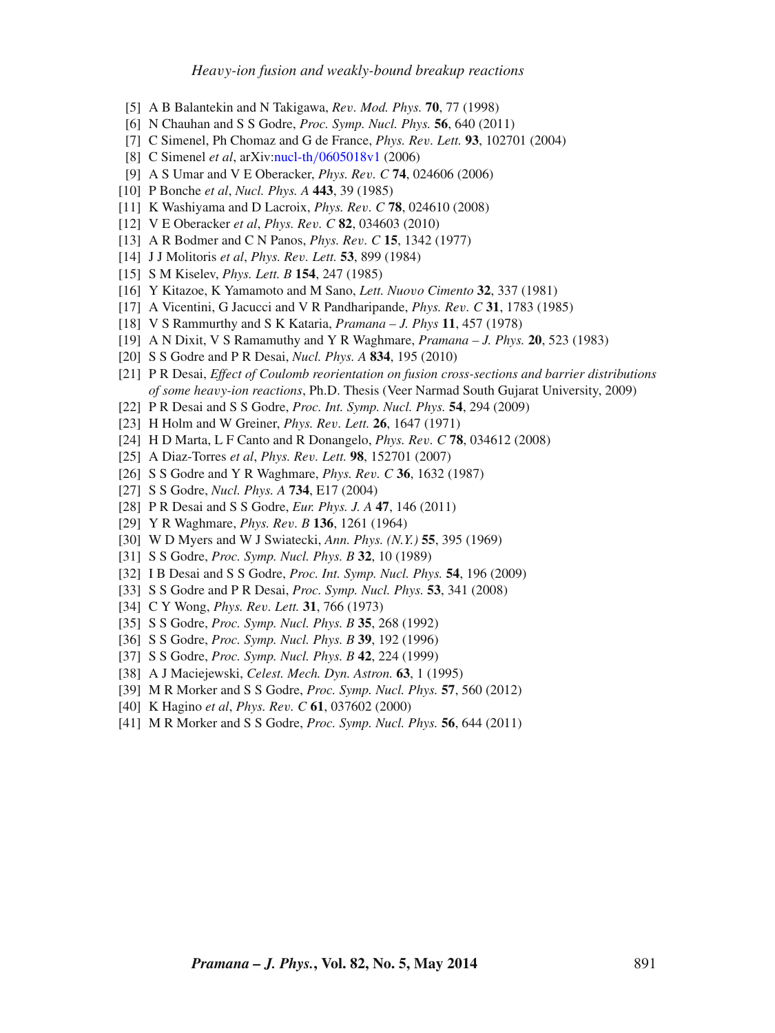- [5] A B Balantekin and N Takigawa, *Rev. Mod. Phys.* **70**, 77 (1998)
- [6] N Chauhan and S S Godre, *Proc. Symp. Nucl. Phys.* **56**, 640 (2011)
- [7] C Simenel, Ph Chomaz and G de France, *Phys. Rev. Lett.* **93**, 102701 (2004)
- [8] C Simenel *et al*, arXiv:nucl-th/0605018v1 (2006)
- [9] A S Umar and V E Oberacker, *Phys. Rev. C* **74**, 024606 (2006)
- [10] P Bonche *et al*, *Nucl. Phys. A* **443**, 39 (1985)
- [11] K Washiyama and D Lacroix, *Phys. Rev. C* **78**, 024610 (2008)
- [12] V E Oberacker *et al*, *Phys. Rev. C* **82**, 034603 (2010)
- [13] A R Bodmer and C N Panos, *Phys. Rev. C* **15**, 1342 (1977)
- [14] J J Molitoris *et al*, *Phys. Rev. Lett.* **53**, 899 (1984)
- [15] S M Kiselev, *Phys. Lett. B* **154**, 247 (1985)
- [16] Y Kitazoe, K Yamamoto and M Sano, *Lett. Nuovo Cimento* **32**, 337 (1981)
- [17] A Vicentini, G Jacucci and V R Pandharipande, *Phys. Rev. C* **31**, 1783 (1985)
- [18] V S Rammurthy and S K Kataria, *Pramana – J. Phys* **11**, 457 (1978)
- [19] A N Dixit, V S Ramamuthy and Y R Waghmare, *Pramana – J. Phys.* **20**, 523 (1983)
- [20] S S Godre and P R Desai, *Nucl. Phys. A* **834**, 195 (2010)
- [21] P R Desai, *Effect of Coulomb reorientation on fusion cross-sections and barrier distributions of some heavy-ion reactions*, Ph.D. Thesis (Veer Narmad South Gujarat University, 2009)
- [22] P R Desai and S S Godre, *Proc. Int. Symp. Nucl. Phys.* **54**, 294 (2009)
- [23] H Holm and W Greiner, *Phys. Rev. Lett.* **26**, 1647 (1971)
- [24] H D Marta, L F Canto and R Donangelo, *Phys. Rev. C* **78**, 034612 (2008)
- [25] A Diaz-Torres *et al*, *Phys. Rev. Lett.* **98**, 152701 (2007)
- [26] S S Godre and Y R Waghmare, *Phys. Rev. C* **36**, 1632 (1987)
- [27] S S Godre, *Nucl. Phys. A* **734**, E17 (2004)
- [28] P R Desai and S S Godre, *Eur. Phys. J. A* **47**, 146 (2011)
- [29] Y R Waghmare, *Phys. Rev. B* **136**, 1261 (1964)
- [30] W D Myers and W J Swiatecki, *Ann. Phys. (N.Y.)* **55**, 395 (1969)
- [31] S S Godre, *Proc. Symp. Nucl. Phys. B* **32**, 10 (1989)
- [32] I B Desai and S S Godre, *Proc. Int. Symp. Nucl. Phys.* **54**, 196 (2009)
- [33] S S Godre and P R Desai, *Proc. Symp. Nucl. Phys.* **53**, 341 (2008)
- [34] C Y Wong, *Phys. Rev. Lett.* **31**, 766 (1973)
- [35] S S Godre, *Proc. Symp. Nucl. Phys. B* **35**, 268 (1992)
- [36] S S Godre, *Proc. Symp. Nucl. Phys. B* **39**, 192 (1996)
- [37] S S Godre, *Proc. Symp. Nucl. Phys. B* **42**, 224 (1999)
- [38] A J Maciejewski, *Celest. Mech. Dyn. Astron.* **63**, 1 (1995)
- [39] M R Morker and S S Godre, *Proc. Symp. Nucl. Phys.* **57**, 560 (2012)
- [40] K Hagino *et al*, *Phys. Rev. C* **61**, 037602 (2000)
- [41] M R Morker and S S Godre, *Proc. Symp. Nucl. Phys.* **56**, 644 (2011)